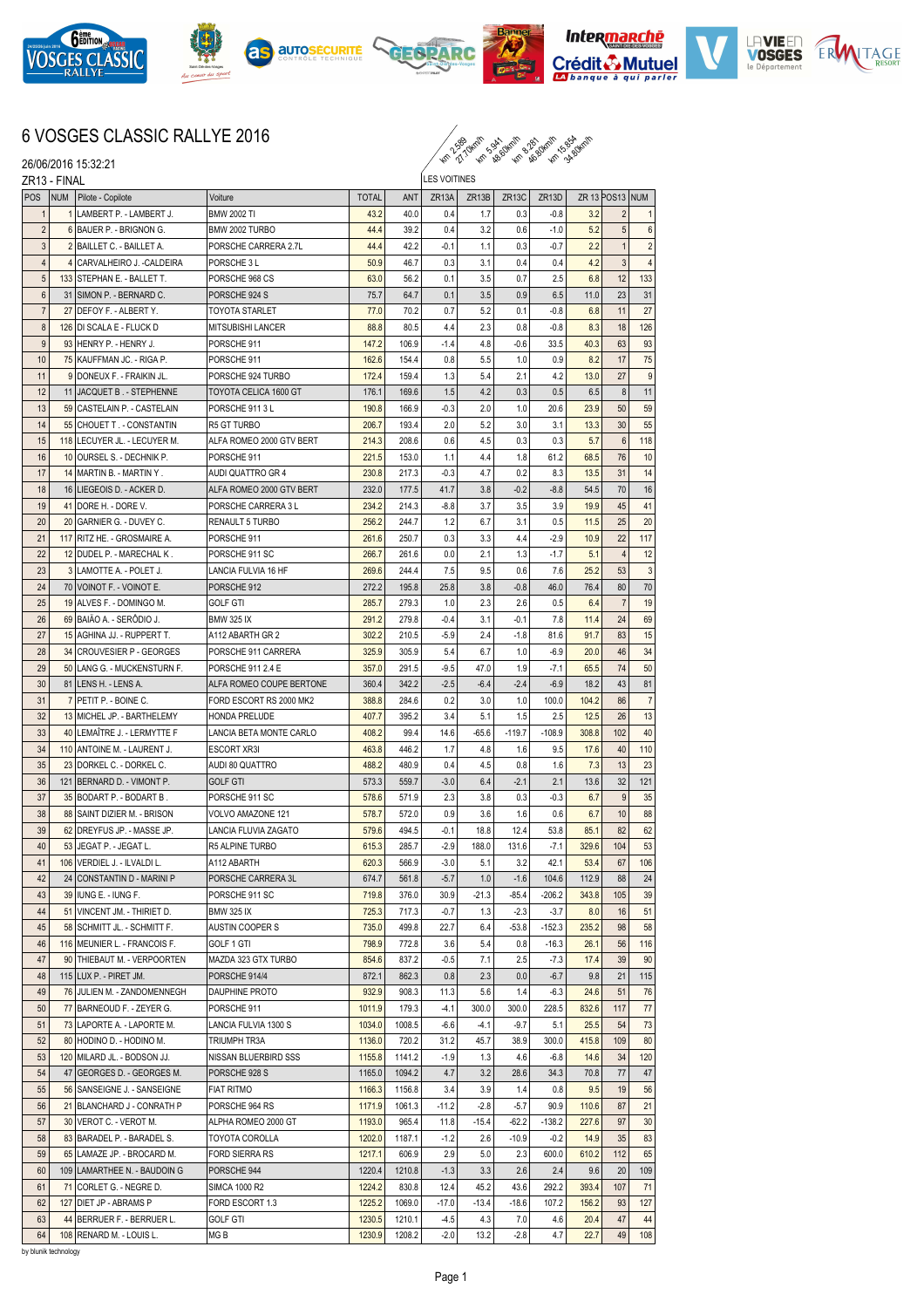# 6 VOSGES CLASSIC RALLYE 2016

26/06/2016 15:32:21

ZR13 - FINAL

LES VOITINES: km 2.589 27.70km/h, km 5.941 48.60km/h, km 8.281 46.80km/h, km 15.854 34.80km/h

| POS | NUM | Pilote - Copilote | Voiture | TOTAL | ANT | ZR13A | ZR13B | ZR13C | ZR13D | ZR 13 | POS13 | NUM |
|---|---|---|---|---|---|---|---|---|---|---|---|---|
| 1 | 1 | LAMBERT P. - LAMBERT J. | BMW 2002 TI | 43.2 | 40.0 | 0.4 | 1.7 | 0.3 | -0.8 | 3.2 | 2 | 1 |
| 2 | 6 | BAUER P. - BRIGNON G. | BMW 2002 TURBO | 44.4 | 39.2 | 0.4 | 3.2 | 0.6 | -1.0 | 5.2 | 5 | 6 |
| 3 | 2 | BAILLET C. - BAILLET A. | PORSCHE CARRERA 2.7L | 44.4 | 42.2 | -0.1 | 1.1 | 0.3 | -0.7 | 2.2 | 1 | 2 |
| 4 | 4 | CARVALHEIRO J. -CALDEIRA | PORSCHE 3 L | 50.9 | 46.7 | 0.3 | 3.1 | 0.4 | 0.4 | 4.2 | 3 | 4 |
| 5 | 133 | STEPHAN E. - BALLET T. | PORSCHE 968 CS | 63.0 | 56.2 | 0.1 | 3.5 | 0.7 | 2.5 | 6.8 | 12 | 133 |
| 6 | 31 | SIMON P. - BERNARD C. | PORSCHE 924 S | 75.7 | 64.7 | 0.1 | 3.5 | 0.9 | 6.5 | 11.0 | 23 | 31 |
| 7 | 27 | DEFOY F. - ALBERT Y. | TOYOTA STARLET | 77.0 | 70.2 | 0.7 | 5.2 | 0.1 | -0.8 | 6.8 | 11 | 27 |
| 8 | 126 | DI SCALA E - FLUCK D | MITSUBISHI LANCER | 88.8 | 80.5 | 4.4 | 2.3 | 0.8 | -0.8 | 8.3 | 18 | 126 |
| 9 | 93 | HENRY P. - HENRY J. | PORSCHE 911 | 147.2 | 106.9 | -1.4 | 4.8 | -0.6 | 33.5 | 40.3 | 63 | 93 |
| 10 | 75 | KAUFFMAN JC. - RIGA P. | PORSCHE 911 | 162.6 | 154.4 | 0.8 | 5.5 | 1.0 | 0.9 | 8.2 | 17 | 75 |
| 11 | 9 | DONEUX F. - FRAIKIN JL. | PORSCHE 924 TURBO | 172.4 | 159.4 | 1.3 | 5.4 | 2.1 | 4.2 | 13.0 | 27 | 9 |
| 12 | 11 | JACQUET B . - STEPHENNE | TOYOTA CELICA 1600 GT | 176.1 | 169.6 | 1.5 | 4.2 | 0.3 | 0.5 | 6.5 | 8 | 11 |
| 13 | 59 | CASTELAIN P. - CASTELAIN | PORSCHE 911 3 L | 190.8 | 166.9 | -0.3 | 2.0 | 1.0 | 20.6 | 23.9 | 50 | 59 |
| 14 | 55 | CHOUET T . - CONSTANTIN | R5 GT TURBO | 206.7 | 193.4 | 2.0 | 5.2 | 3.0 | 3.1 | 13.3 | 30 | 55 |
| 15 | 118 | LECUYER JL. - LECUYER M. | ALFA ROMEO 2000 GTV BERT | 214.3 | 208.6 | 0.6 | 4.5 | 0.3 | 0.3 | 5.7 | 6 | 118 |
| 16 | 10 | OURSEL S. - DECHNIK P. | PORSCHE 911 | 221.5 | 153.0 | 1.1 | 4.4 | 1.8 | 61.2 | 68.5 | 76 | 10 |
| 17 | 14 | MARTIN B. - MARTIN Y . | AUDI QUATTRO GR 4 | 230.8 | 217.3 | -0.3 | 4.7 | 0.2 | 8.3 | 13.5 | 31 | 14 |
| 18 | 16 | LIEGEOIS D. - ACKER D. | ALFA ROMEO 2000 GTV BERT | 232.0 | 177.5 | 41.7 | 3.8 | -0.2 | -8.8 | 54.5 | 70 | 16 |
| 19 | 41 | DORE H. - DORE V. | PORSCHE CARRERA 3 L | 234.2 | 214.3 | -8.8 | 3.7 | 3.5 | 3.9 | 19.9 | 45 | 41 |
| 20 | 20 | GARNIER G. - DUVEY C. | RENAULT 5 TURBO | 256.2 | 244.7 | 1.2 | 6.7 | 3.1 | 0.5 | 11.5 | 25 | 20 |
| 21 | 117 | RITZ HE. - GROSMAIRE A. | PORSCHE 911 | 261.6 | 250.7 | 0.3 | 3.3 | 4.4 | -2.9 | 10.9 | 22 | 117 |
| 22 | 12 | DUDEL P. - MARECHAL K . | PORSCHE 911 SC | 266.7 | 261.6 | 0.0 | 2.1 | 1.3 | -1.7 | 5.1 | 4 | 12 |
| 23 | 3 | LAMOTTE A. - POLET J. | LANCIA FULVIA 16 HF | 269.6 | 244.4 | 7.5 | 9.5 | 0.6 | 7.6 | 25.2 | 53 | 3 |
| 24 | 70 | VOINOT F. - VOINOT E. | PORSCHE 912 | 272.2 | 195.8 | 25.8 | 3.8 | -0.8 | 46.0 | 76.4 | 80 | 70 |
| 25 | 19 | ALVES F. - DOMINGO M. | GOLF GTI | 285.7 | 279.3 | 1.0 | 2.3 | 2.6 | 0.5 | 6.4 | 7 | 19 |
| 26 | 69 | BAIÃO A. - SERÔDIO J. | BMW 325 IX | 291.2 | 279.8 | -0.4 | 3.1 | -0.1 | 7.8 | 11.4 | 24 | 69 |
| 27 | 15 | AGHINA JJ. - RUPPERT T. | A112 ABARTH GR 2 | 302.2 | 210.5 | -5.9 | 2.4 | -1.8 | 81.6 | 91.7 | 83 | 15 |
| 28 | 34 | CROUVESIER P - GEORGES | PORSCHE 911 CARRERA | 325.9 | 305.9 | 5.4 | 6.7 | 1.0 | -6.9 | 20.0 | 46 | 34 |
| 29 | 50 | LANG G. - MUCKENSTURN F. | PORSCHE 911 2.4 E | 357.0 | 291.5 | -9.5 | 47.0 | 1.9 | -7.1 | 65.5 | 74 | 50 |
| 30 | 81 | LENS H. - LENS A. | ALFA ROMEO COUPE BERTONE | 360.4 | 342.2 | -2.5 | -6.4 | -2.4 | -6.9 | 18.2 | 43 | 81 |
| 31 | 7 | PETIT P. - BOINE C. | FORD ESCORT RS 2000 MK2 | 388.8 | 284.6 | 0.2 | 3.0 | 1.0 | 100.0 | 104.2 | 86 | 7 |
| 32 | 13 | MICHEL JP. - BARTHELEMY | HONDA PRELUDE | 407.7 | 395.2 | 3.4 | 5.1 | 1.5 | 2.5 | 12.5 | 26 | 13 |
| 33 | 40 | LEMAÎTRE J. - LERMYTTE F | LANCIA BETA MONTE CARLO | 408.2 | 99.4 | 14.6 | -65.6 | -119.7 | -108.9 | 308.8 | 102 | 40 |
| 34 | 110 | ANTOINE M. - LAURENT J. | ESCORT XR3I | 463.8 | 446.2 | 1.7 | 4.8 | 1.6 | 9.5 | 17.6 | 40 | 110 |
| 35 | 23 | DORKEL C. - DORKEL C. | AUDI 80 QUATTRO | 488.2 | 480.9 | 0.4 | 4.5 | 0.8 | 1.6 | 7.3 | 13 | 23 |
| 36 | 121 | BERNARD D. - VIMONT P. | GOLF GTI | 573.3 | 559.7 | -3.0 | 6.4 | -2.1 | 2.1 | 13.6 | 32 | 121 |
| 37 | 35 | BODART P. - BODART B . | PORSCHE 911 SC | 578.6 | 571.9 | 2.3 | 3.8 | 0.3 | -0.3 | 6.7 | 9 | 35 |
| 38 | 88 | SAINT DIZIER M. - BRISON | VOLVO AMAZONE 121 | 578.7 | 572.0 | 0.9 | 3.6 | 1.6 | 0.6 | 6.7 | 10 | 88 |
| 39 | 62 | DREYFUS JP. - MASSE JP. | LANCIA FLUVIA ZAGATO | 579.6 | 494.5 | -0.1 | 18.8 | 12.4 | 53.8 | 85.1 | 82 | 62 |
| 40 | 53 | JEGAT P. - JEGAT L. | R5 ALPINE TURBO | 615.3 | 285.7 | -2.9 | 188.0 | 131.6 | -7.1 | 329.6 | 104 | 53 |
| 41 | 106 | VERDIEL J. - ILVALDI L. | A112 ABARTH | 620.3 | 566.9 | -3.0 | 5.1 | 3.2 | 42.1 | 53.4 | 67 | 106 |
| 42 | 24 | CONSTANTIN D - MARINI P | PORSCHE CARRERA 3L | 674.7 | 561.8 | -5.7 | 1.0 | -1.6 | 104.6 | 112.9 | 88 | 24 |
| 43 | 39 | IUNG E. - IUNG F. | PORSCHE 911 SC | 719.8 | 376.0 | 30.9 | -21.3 | -85.4 | -206.2 | 343.8 | 105 | 39 |
| 44 | 51 | VINCENT JM. - THIRIET D. | BMW 325 IX | 725.3 | 717.3 | -0.7 | 1.3 | -2.3 | -3.7 | 8.0 | 16 | 51 |
| 45 | 58 | SCHMITT JL. - SCHMITT F. | AUSTIN COOPER S | 735.0 | 499.8 | 22.7 | 6.4 | -53.8 | -152.3 | 235.2 | 98 | 58 |
| 46 | 116 | MEUNIER L. - FRANCOIS F. | GOLF 1 GTI | 798.9 | 772.8 | 3.6 | 5.4 | 0.8 | -16.3 | 26.1 | 56 | 116 |
| 47 | 90 | THIEBAUT M. - VERPOORTEN | MAZDA 323 GTX TURBO | 854.6 | 837.2 | -0.5 | 7.1 | 2.5 | -7.3 | 17.4 | 39 | 90 |
| 48 | 115 | LUX P. - PIRET JM. | PORSCHE 914/4 | 872.1 | 862.3 | 0.8 | 2.3 | 0.0 | -6.7 | 9.8 | 21 | 115 |
| 49 | 76 | JULIEN M. - ZANDOMENEGH | DAUPHINE PROTO | 932.9 | 908.3 | 11.3 | 5.6 | 1.4 | -6.3 | 24.6 | 51 | 76 |
| 50 | 77 | BARNEOUD F. - ZEYER G. | PORSCHE 911 | 1011.9 | 179.3 | -4.1 | 300.0 | 300.0 | 228.5 | 832.6 | 117 | 77 |
| 51 | 73 | LAPORTE A. - LAPORTE M. | LANCIA FULVIA 1300 S | 1034.0 | 1008.5 | -6.6 | -4.1 | -9.7 | 5.1 | 25.5 | 54 | 73 |
| 52 | 80 | HODINO D. - HODINO M. | TRIUMPH TR3A | 1136.0 | 720.2 | 31.2 | 45.7 | 38.9 | 300.0 | 415.8 | 109 | 80 |
| 53 | 120 | MILARD JL. - BODSON JJ. | NISSAN BLUERBIRD SSS | 1155.8 | 1141.2 | -1.9 | 1.3 | 4.6 | -6.8 | 14.6 | 34 | 120 |
| 54 | 47 | GEORGES D. - GEORGES M. | PORSCHE 928 S | 1165.0 | 1094.2 | 4.7 | 3.2 | 28.6 | 34.3 | 70.8 | 77 | 47 |
| 55 | 56 | SANSEIGNE J. - SANSEIGNE | FIAT RITMO | 1166.3 | 1156.8 | 3.4 | 3.9 | 1.4 | 0.8 | 9.5 | 19 | 56 |
| 56 | 21 | BLANCHARD J - CONRATH P | PORSCHE 964 RS | 1171.9 | 1061.3 | -11.2 | -2.8 | -5.7 | 90.9 | 110.6 | 87 | 21 |
| 57 | 30 | VEROT C. - VEROT M. | ALPHA ROMEO 2000 GT | 1193.0 | 965.4 | 11.8 | -15.4 | -62.2 | -138.2 | 227.6 | 97 | 30 |
| 58 | 83 | BARADEL P. - BARADEL S. | TOYOTA COROLLA | 1202.0 | 1187.1 | -1.2 | 2.6 | -10.9 | -0.2 | 14.9 | 35 | 83 |
| 59 | 65 | LAMAZE JP. - BROCARD M. | FORD SIERRA RS | 1217.1 | 606.9 | 2.9 | 5.0 | 2.3 | 600.0 | 610.2 | 112 | 65 |
| 60 | 109 | LAMARTHEE N. - BAUDOIN G | PORSCHE 944 | 1220.4 | 1210.8 | -1.3 | 3.3 | 2.6 | 2.4 | 9.6 | 20 | 109 |
| 61 | 71 | CORLET G. - NEGRE D. | SIMCA 1000 R2 | 1224.2 | 830.8 | 12.4 | 45.2 | 43.6 | 292.2 | 393.4 | 107 | 71 |
| 62 | 127 | DIET JP - ABRAMS P | FORD ESCORT 1.3 | 1225.2 | 1069.0 | -17.0 | -13.4 | -18.6 | 107.2 | 156.2 | 93 | 127 |
| 63 | 44 | BERRUER F. - BERRUER L. | GOLF GTI | 1230.5 | 1210.1 | -4.5 | 4.3 | 7.0 | 4.6 | 20.4 | 47 | 44 |
| 64 | 108 | RENARD M. - LOUIS L. | MG B | 1230.9 | 1208.2 | -2.0 | 13.2 | -2.8 | 4.7 | 22.7 | 49 | 108 |

by blunik technology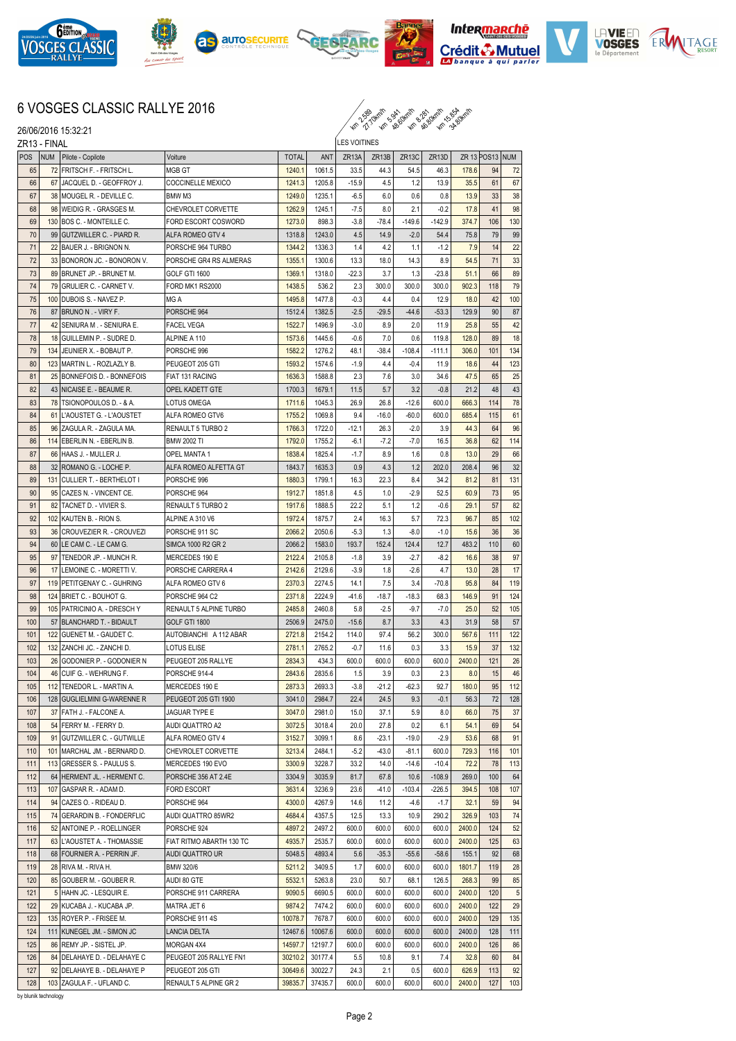# 6 VOSGES CLASSIC RALLYE 2016

26/06/2016 15:32:21

ZR13 - FINAL

LES VOITURES

km 2.589 27.70km/h — km 5.941 48.60km/h — km 8.281 46.80km/h — km 15.854 34.80km/h

| POS | NUM | Pilote - Copilote | Voiture | TOTAL | ANT | ZR13A | ZR13B | ZR13C | ZR13D | ZR 13 | POS13 | NUM |
|---|---|---|---|---|---|---|---|---|---|---|---|---|
| 65 | 72 | FRITSCH F. - FRITSCH L. | MGB GT | 1240.1 | 1061.5 | 33.5 | 44.3 | 54.5 | 46.3 | 178.6 | 94 | 72 |
| 66 | 67 | JACQUEL D. - GEOFFROY J. | COCCINELLE MEXICO | 1241.3 | 1205.8 | -15.9 | 4.5 | 1.2 | 13.9 | 35.5 | 61 | 67 |
| 67 | 38 | MOUGEL R. - DEVILLE C. | BMW M3 | 1249.0 | 1235.1 | -6.5 | 6.0 | 0.6 | 0.8 | 13.9 | 33 | 38 |
| 68 | 98 | WEIDIG R. - GRASGES M. | CHEVROLET CORVETTE | 1262.9 | 1245.1 | -7.5 | 8.0 | 2.1 | -0.2 | 17.8 | 41 | 98 |
| 69 | 130 | BOS C. - MONTEILLE C. | FORD ESCORT COSWORD | 1273.0 | 898.3 | -3.8 | -78.4 | -149.6 | -142.9 | 374.7 | 106 | 130 |
| 70 | 99 | GUTZWILLER C. - PIARD R. | ALFA ROMEO GTV 4 | 1318.8 | 1243.0 | 4.5 | 14.9 | -2.0 | 54.4 | 75.8 | 79 | 99 |
| 71 | 22 | BAUER J. - BRIGNON N. | PORSCHE 964 TURBO | 1344.2 | 1336.3 | 1.4 | 4.2 | 1.1 | -1.2 | 7.9 | 14 | 22 |
| 72 | 33 | BONORON JC. - BONORON V. | PORSCHE GR4 RS ALMERAS | 1355.1 | 1300.6 | 13.3 | 18.0 | 14.3 | 8.9 | 54.5 | 71 | 33 |
| 73 | 89 | BRUNET JP. - BRUNET M. | GOLF GTI 1600 | 1369.1 | 1318.0 | -22.3 | 3.7 | 1.3 | -23.8 | 51.1 | 66 | 89 |
| 74 | 79 | GRULIER C. - CARNET V. | FORD MK1 RS2000 | 1438.5 | 536.2 | 2.3 | 300.0 | 300.0 | 300.0 | 902.3 | 118 | 79 |
| 75 | 100 | DUBOIS S. - NAVEZ P. | MG A | 1495.8 | 1477.8 | -0.3 | 4.4 | 0.4 | 12.9 | 18.0 | 42 | 100 |
| 76 | 87 | BRUNO N . - VIRY F. | PORSCHE 964 | 1512.4 | 1382.5 | -2.5 | -29.5 | -44.6 | -53.3 | 129.9 | 90 | 87 |
| 77 | 42 | SENIURA M . - SENIURA E. | FACEL VEGA | 1522.7 | 1496.9 | -3.0 | 8.9 | 2.0 | 11.9 | 25.8 | 55 | 42 |
| 78 | 18 | GUILLEMIN P. - SUDRE D. | ALPINE A 110 | 1573.6 | 1445.6 | -0.6 | 7.0 | 0.6 | 119.8 | 128.0 | 89 | 18 |
| 79 | 134 | JEUNIER X. - BOBAUT P. | PORSCHE 996 | 1582.2 | 1276.2 | 48.1 | -38.4 | -108.4 | -111.1 | 306.0 | 101 | 134 |
| 80 | 123 | MARTIN L. - ROZLAZLY B. | PEUGEOT 205 GTI | 1593.2 | 1574.6 | -1.9 | 4.4 | -0.4 | 11.9 | 18.6 | 44 | 123 |
| 81 | 25 | BONNEFOIS D. - BONNEFOIS | FIAT 131 RACING | 1636.3 | 1588.8 | 2.3 | 7.6 | 3.0 | 34.6 | 47.5 | 65 | 25 |
| 82 | 43 | NICAISE E. - BEAUME R. | OPEL KADETT GTE | 1700.3 | 1679.1 | 11.5 | 5.7 | 3.2 | -0.8 | 21.2 | 48 | 43 |
| 83 | 78 | TSIONOPOULOS D. - & A. | LOTUS OMEGA | 1711.6 | 1045.3 | 26.9 | 26.8 | -12.6 | 600.0 | 666.3 | 114 | 78 |
| 84 | 61 | L'AOUSTET G. - L'AOUSTET | ALFA ROMEO GTV6 | 1755.2 | 1069.8 | 9.4 | -16.0 | -60.0 | 600.0 | 685.4 | 115 | 61 |
| 85 | 96 | ZAGULA R. - ZAGULA MA. | RENAULT 5 TURBO 2 | 1766.3 | 1722.0 | -12.1 | 26.3 | -2.0 | 3.9 | 44.3 | 64 | 96 |
| 86 | 114 | EBERLIN N. - EBERLIN B. | BMW 2002 TI | 1792.0 | 1755.2 | -6.1 | -7.2 | -7.0 | 16.5 | 36.8 | 62 | 114 |
| 87 | 66 | HAAS J. - MULLER J. | OPEL MANTA 1 | 1838.4 | 1825.4 | -1.7 | 8.9 | 1.6 | 0.8 | 13.0 | 29 | 66 |
| 88 | 32 | ROMANO G. - LOCHE P. | ALFA ROMEO ALFETTA GT | 1843.7 | 1635.3 | 0.9 | 4.3 | 1.2 | 202.0 | 208.4 | 96 | 32 |
| 89 | 131 | CULLIER T. - BERTHELOT I | PORSCHE 996 | 1880.3 | 1799.1 | 16.3 | 22.3 | 8.4 | 34.2 | 81.2 | 81 | 131 |
| 90 | 95 | CAZES N. - VINCENT CE. | PORSCHE 964 | 1912.7 | 1851.8 | 4.5 | 1.0 | -2.9 | 52.5 | 60.9 | 73 | 95 |
| 91 | 82 | TACNET D. - VIVIER S. | RENAULT 5 TURBO 2 | 1917.6 | 1888.5 | 22.2 | 5.1 | 1.2 | -0.6 | 29.1 | 57 | 82 |
| 92 | 102 | KAUTEN B. - RION S. | ALPINE A 310 V6 | 1972.4 | 1875.7 | 2.4 | 16.3 | 5.7 | 72.3 | 96.7 | 85 | 102 |
| 93 | 36 | CROUVEZIER R. - CROUVEZI | PORSCHE 911 SC | 2066.2 | 2050.6 | -5.3 | 1.3 | -8.0 | -1.0 | 15.6 | 36 | 36 |
| 94 | 60 | LE CAM C. - LE CAM G. | SIMCA 1000 R2 GR 2 | 2066.2 | 1583.0 | 193.7 | 152.4 | 124.4 | 12.7 | 483.2 | 110 | 60 |
| 95 | 97 | TENEDOR JP. - MUNCH R. | MERCEDES 190 E | 2122.4 | 2105.8 | -1.8 | 3.9 | -2.7 | -8.2 | 16.6 | 38 | 97 |
| 96 | 17 | LEMOINE C. - MORETTI V. | PORSCHE CARRERA 4 | 2142.6 | 2129.6 | -3.9 | 1.8 | -2.6 | 4.7 | 13.0 | 28 | 17 |
| 97 | 119 | PETITGENAY C. - GUHRING | ALFA ROMEO GTV 6 | 2370.3 | 2274.5 | 14.1 | 7.5 | 3.4 | -70.8 | 95.8 | 84 | 119 |
| 98 | 124 | BRIET C. - BOUHOT G. | PORSCHE 964 C2 | 2371.8 | 2224.9 | -41.6 | -18.7 | -18.3 | 68.3 | 146.9 | 91 | 124 |
| 99 | 105 | PATRICINIO A. - DRESCH Y | RENAULT 5 ALPINE TURBO | 2485.8 | 2460.8 | 5.8 | -2.5 | -9.7 | -7.0 | 25.0 | 52 | 105 |
| 100 | 57 | BLANCHARD T. - BIDAULT | GOLF GTI 1800 | 2506.9 | 2475.0 | -15.6 | 8.7 | 3.3 | 4.3 | 31.9 | 58 | 57 |
| 101 | 122 | GUENET M. - GAUDET C. | AUTOBIANCHI A 112 ABAR | 2721.8 | 2154.2 | 114.0 | 97.4 | 56.2 | 300.0 | 567.6 | 111 | 122 |
| 102 | 132 | ZANCHI JC. - ZANCHI D. | LOTUS ELISE | 2781.1 | 2765.2 | -0.7 | 11.6 | 0.3 | 3.3 | 15.9 | 37 | 132 |
| 103 | 26 | GODONIER P. - GODONIER N | PEUGEOT 205 RALLYE | 2834.3 | 434.3 | 600.0 | 600.0 | 600.0 | 600.0 | 2400.0 | 121 | 26 |
| 104 | 46 | CUIF G. - WEHRUNG F. | PORSCHE 914-4 | 2843.6 | 2835.6 | 1.5 | 3.9 | 0.3 | 2.3 | 8.0 | 15 | 46 |
| 105 | 112 | TENEDOR L. - MARTIN A. | MERCEDES 190 E | 2873.3 | 2693.3 | -3.8 | -21.2 | -62.3 | 92.7 | 180.0 | 95 | 112 |
| 106 | 128 | GUGLIELMINI G-WARENNE R | PEUGEOT 205 GTI 1900 | 3041.0 | 2984.7 | 22.4 | 24.5 | 9.3 | -0.1 | 56.3 | 72 | 128 |
| 107 | 37 | FATH J. - FALCONE A. | JAGUAR TYPE E | 3047.0 | 2981.0 | 15.0 | 37.1 | 5.9 | 8.0 | 66.0 | 75 | 37 |
| 108 | 54 | FERRY M. - FERRY D. | AUDI QUATTRO A2 | 3072.5 | 3018.4 | 20.0 | 27.8 | 0.2 | 6.1 | 54.1 | 69 | 54 |
| 109 | 91 | GUTZWILLER C. - GUTWILLE | ALFA ROMEO GTV 4 | 3152.7 | 3099.1 | 8.6 | -23.1 | -19.0 | -2.9 | 53.6 | 68 | 91 |
| 110 | 101 | MARCHAL JM. - BERNARD D. | CHEVROLET CORVETTE | 3213.4 | 2484.1 | -5.2 | -43.0 | -81.1 | 600.0 | 729.3 | 116 | 101 |
| 111 | 113 | GRESSER S. - PAULUS S. | MERCEDES 190 EVO | 3300.9 | 3228.7 | 33.2 | 14.0 | -14.6 | -10.4 | 72.2 | 78 | 113 |
| 112 | 64 | HERMENT JL. - HERMENT C. | PORSCHE 356 AT 2.4E | 3304.9 | 3035.9 | 81.7 | 67.8 | 10.6 | -108.9 | 269.0 | 100 | 64 |
| 113 | 107 | GASPAR R. - ADAM D. | FORD ESCORT | 3631.4 | 3236.9 | 23.6 | -41.0 | -103.4 | -226.5 | 394.5 | 108 | 107 |
| 114 | 94 | CAZES O. - RIDEAU D. | PORSCHE 964 | 4300.0 | 4267.9 | 14.6 | 11.2 | -4.6 | -1.7 | 32.1 | 59 | 94 |
| 115 | 74 | GERARDIN B. - FONDERFLIC | AUDI QUATTRO 85WR2 | 4684.4 | 4357.5 | 12.5 | 13.3 | 10.9 | 290.2 | 326.9 | 103 | 74 |
| 116 | 52 | ANTOINE P. - ROELLINGER | PORSCHE 924 | 4897.2 | 2497.2 | 600.0 | 600.0 | 600.0 | 600.0 | 2400.0 | 124 | 52 |
| 117 | 63 | L'AOUSTET A. - THOMASSIE | FIAT RITMO ABARTH 130 TC | 4935.7 | 2535.7 | 600.0 | 600.0 | 600.0 | 600.0 | 2400.0 | 125 | 63 |
| 118 | 68 | FOURNIER A. - PERRIN JF. | AUDI QUATTRO UR | 5048.5 | 4893.4 | 5.6 | -35.3 | -55.6 | -58.6 | 155.1 | 92 | 68 |
| 119 | 28 | RIVA M. - RIVA H. | BMW 320/6 | 5211.2 | 3409.5 | 1.7 | 600.0 | 600.0 | 600.0 | 1801.7 | 119 | 28 |
| 120 | 85 | GOUBER M. - GOUBER R. | AUDI 80 GTE | 5532.1 | 5263.8 | 23.0 | 50.7 | 68.1 | 126.5 | 268.3 | 99 | 85 |
| 121 | 5 | HAHN JC. - LESQUIR E. | PORSCHE 911 CARRERA | 9090.5 | 6690.5 | 600.0 | 600.0 | 600.0 | 600.0 | 2400.0 | 120 | 5 |
| 122 | 29 | KUCABA J. - KUCABA JP. | MATRA JET 6 | 9874.2 | 7474.2 | 600.0 | 600.0 | 600.0 | 600.0 | 2400.0 | 122 | 29 |
| 123 | 135 | ROYER P. - FRISEE M. | PORSCHE 911 4S | 10078.7 | 7678.7 | 600.0 | 600.0 | 600.0 | 600.0 | 2400.0 | 129 | 135 |
| 124 | 111 | KUNEGEL JM. - SIMON JC | LANCIA DELTA | 12467.6 | 10067.6 | 600.0 | 600.0 | 600.0 | 600.0 | 2400.0 | 128 | 111 |
| 125 | 86 | REMY JP. - SISTEL JP. | MORGAN 4X4 | 14597.7 | 12197.7 | 600.0 | 600.0 | 600.0 | 600.0 | 2400.0 | 126 | 86 |
| 126 | 84 | DELAHAYE D. - DELAHAYE C | PEUGEOT 205 RALLYE FN1 | 30210.2 | 30177.4 | 5.5 | 10.8 | 9.1 | 7.4 | 32.8 | 60 | 84 |
| 127 | 92 | DELAHAYE B. - DELAHAYE P | PEUGEOT 205 GTI | 30649.6 | 30022.7 | 24.3 | 2.1 | 0.5 | 600.0 | 626.9 | 113 | 92 |
| 128 | 103 | ZAGULA F. - UFLAND C. | RENAULT 5 ALPINE GR 2 | 39835.7 | 37435.7 | 600.0 | 600.0 | 600.0 | 600.0 | 2400.0 | 127 | 103 |

by blunik technology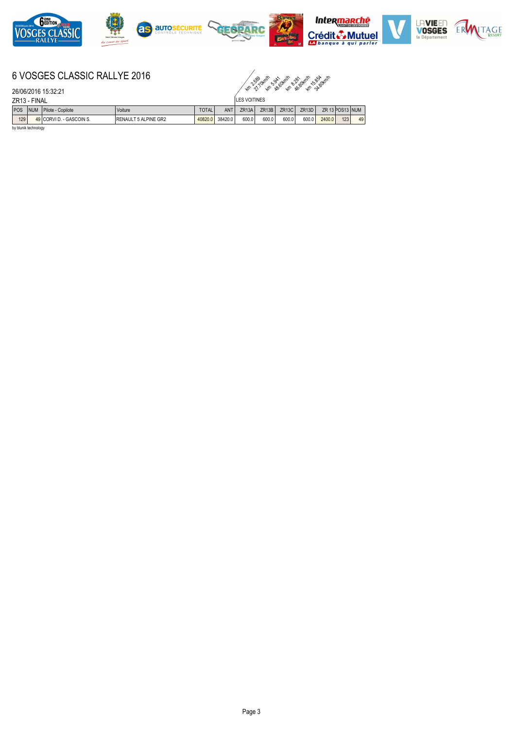# 6 VOSGES CLASSIC RALLYE 2016

26/06/2016 15:32:21

ZR13 - FINAL

km 2.589 27.70km/h km 5.941 48.60km/h km 8.281 46.80km/h km 15.854 34.80km/h

LES VOITINES

| POS | NUM | Pilote - Copilote | Voiture | TOTAL | ANT | ZR13A | ZR13B | ZR13C | ZR13D | ZR 13 | POS13 | NUM |
|---|---|---|---|---|---|---|---|---|---|---|---|---|
| 129 | 49 | CORVI D. - GASCOIN S. | RENAULT 5 ALPINE GR2 | 40820.0 | 38420.0 | 600.0 | 600.0 | 600.0 | 600.0 | 2400.0 | 123 | 49 |

by blunik technology